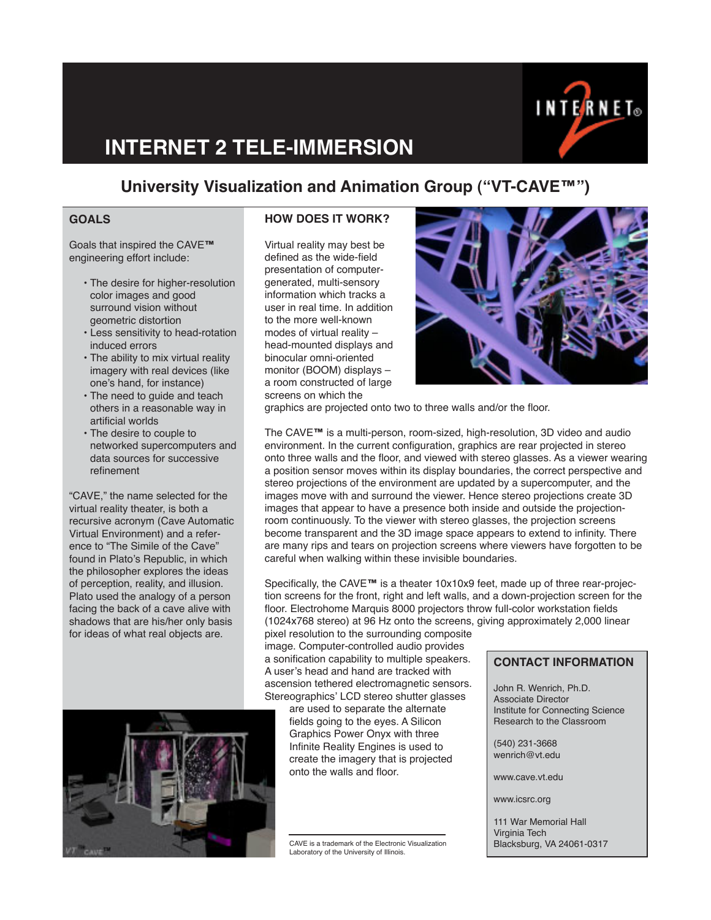# INTERNET 2 TELE-IMMERSION

## University Visualization and Animation Group ("VT-CAVE™")

### GOALS

Goals that inspired the CAVE™ engineering effort include:

- The desire for higher-resolution color images and good surround vision without geometric distortion
- Less sensitivity to head-rotation induced errors
- The ability to mix virtual reality imagery with real devices (like one's hand, for instance)
- The need to guide and teach others in a reasonable way in artificial worlds
- The desire to couple to networked supercomputers and data sources for successive refinement

"CAVE," the name selected for the virtual reality theater, is both a recursive acronym (Cave Automatic Virtual Environment) and a reference to "The Simile of the Cave" found in Plato's Republic, in which the philosopher explores the ideas of perception, reality, and illusion. Plato used the analogy of a person facing the back of a cave alive with shadows that are his/her only basis for ideas of what real objects are.

### HOW DOES IT WORK?

Virtual reality may best be defined as the wide-field presentation of computer-generated, multi-sensory information which tracks a user in real time. In addition to the more well-known modes of virtual reality – head-mounted displays and binocular omni-oriented monitor (BOOM) displays – a room constructed of large screens on which the graphics are projected onto two to three walls and/or the floor.

The CAVE™ is a multi-person, room-sized, high-resolution, 3D video and audio environment. In the current configuration, graphics are rear projected in stereo onto three walls and the floor, and viewed with stereo glasses. As a viewer wearing a position sensor moves within its display boundaries, the correct perspective and stereo projections of the environment are updated by a supercomputer, and the images move with and surround the viewer. Hence stereo projections create 3D images that appear to have a presence both inside and outside the projection-room continuously. To the viewer with stereo glasses, the projection screens become transparent and the 3D image space appears to extend to infinity. There are many rips and tears on projection screens where viewers have forgotten to be careful when walking within these invisible boundaries.

Specifically, the CAVE™ is a theater 10x10x9 feet, made up of three rear-projection screens for the front, right and left walls, and a down-projection screen for the floor. Electrohome Marquis 8000 projectors throw full-color workstation fields (1024x768 stereo) at 96 Hz onto the screens, giving approximately 2,000 linear pixel resolution to the surrounding composite image. Computer-controlled audio provides a sonification capability to multiple speakers. A user's head and hand are tracked with ascension tethered electromagnetic sensors. Stereographics' LCD stereo shutter glasses are used to separate the alternate fields going to the eyes. A Silicon Graphics Power Onyx with three Infinite Reality Engines is used to create the imagery that is projected onto the walls and floor.

CAVE is a trademark of the Electronic Visualization Laboratory of the University of Illinois.

### CONTACT INFORMATION

John R. Wenrich, Ph.D.
Associate Director
Institute for Connecting Science Research to the Classroom

(540) 231-3668
wenrich@vt.edu

www.cave.vt.edu

www.icsrc.org

111 War Memorial Hall
Virginia Tech
Blacksburg, VA 24061-0317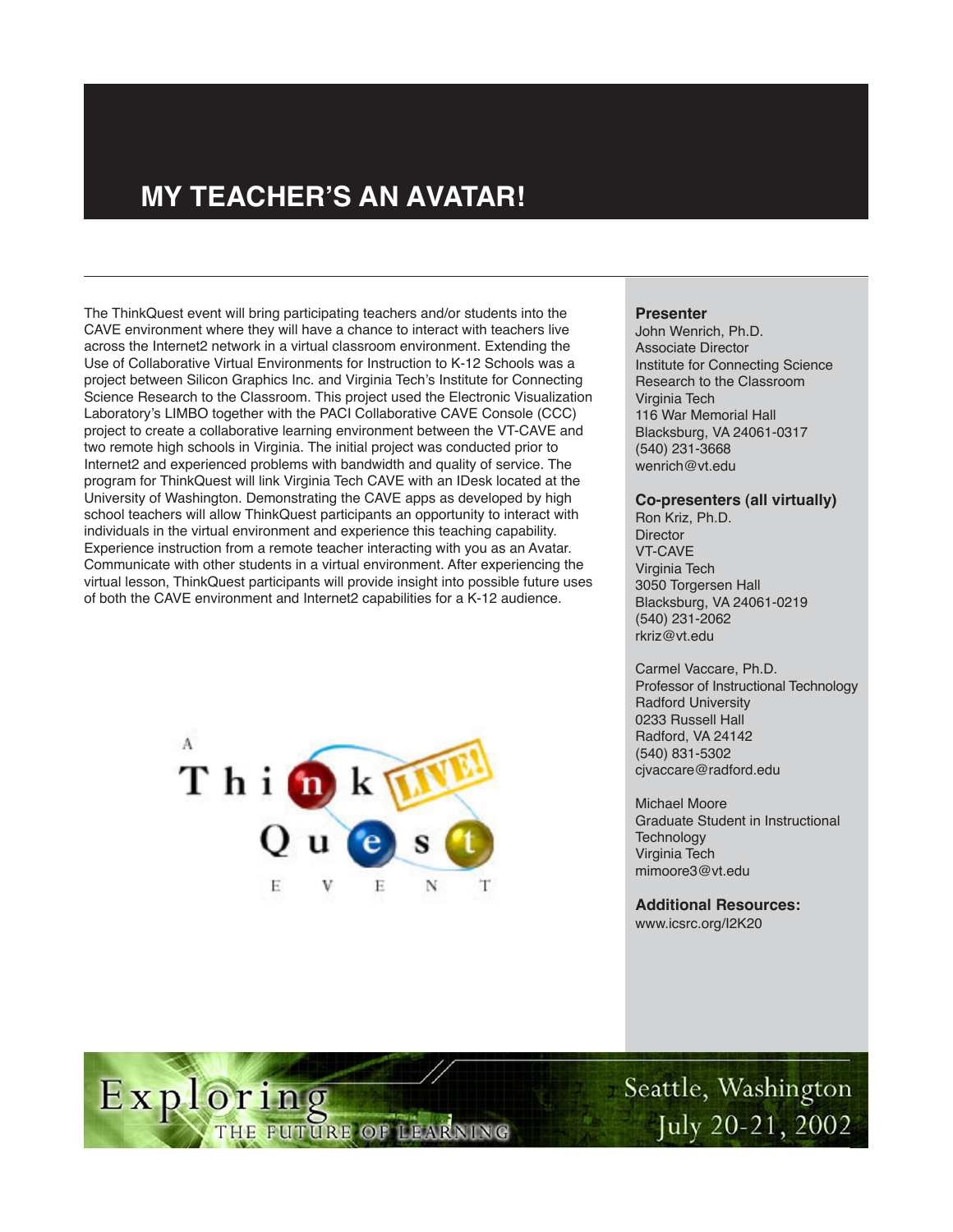# MY TEACHER'S AN AVATAR!

The ThinkQuest event will bring participating teachers and/or students into the CAVE environment where they will have a chance to interact with teachers live across the Internet2 network in a virtual classroom environment. Extending the Use of Collaborative Virtual Environments for Instruction to K-12 Schools was a project between Silicon Graphics Inc. and Virginia Tech's Institute for Connecting Science Research to the Classroom. This project used the Electronic Visualization Laboratory's LIMBO together with the PACI Collaborative CAVE Console (CCC) project to create a collaborative learning environment between the VT-CAVE and two remote high schools in Virginia. The initial project was conducted prior to Internet2 and experienced problems with bandwidth and quality of service. The program for ThinkQuest will link Virginia Tech CAVE with an IDesk located at the University of Washington. Demonstrating the CAVE apps as developed by high school teachers will allow ThinkQuest participants an opportunity to interact with individuals in the virtual environment and experience this teaching capability. Experience instruction from a remote teacher interacting with you as an Avatar. Communicate with other students in a virtual environment. After experiencing the virtual lesson, ThinkQuest participants will provide insight into possible future uses of both the CAVE environment and Internet2 capabilities for a K-12 audience.

A ThinkQuest LIVE! EVENT

**Presenter**
John Wenrich, Ph.D.
Associate Director
Institute for Connecting Science Research to the Classroom
Virginia Tech
116 War Memorial Hall
Blacksburg, VA 24061-0317
(540) 231-3668
wenrich@vt.edu

**Co-presenters (all virtually)**
Ron Kriz, Ph.D.
Director
VT-CAVE
Virginia Tech
3050 Torgersen Hall
Blacksburg, VA 24061-0219
(540) 231-2062
rkriz@vt.edu

Carmel Vaccare, Ph.D.
Professor of Instructional Technology
Radford University
0233 Russell Hall
Radford, VA 24142
(540) 831-5302
cjvaccare@radford.edu

Michael Moore
Graduate Student in Instructional Technology
Virginia Tech
mimoore3@vt.edu

**Additional Resources:**
www.icsrc.org/I2K20